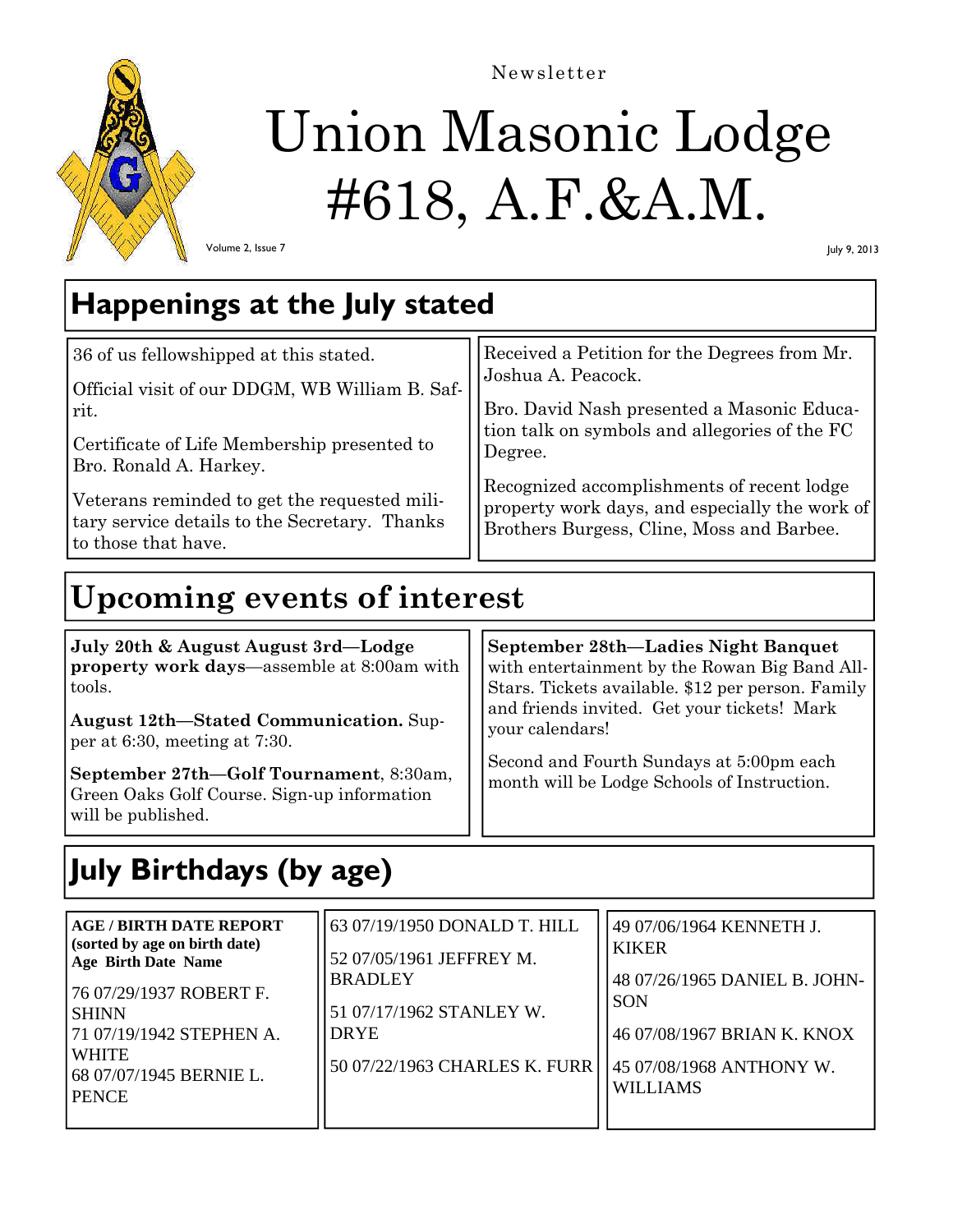Newsletter

# Union Masonic Lodge #618, A.F.&A.M.

Volume 2, Issue 7

July 9, 2013

## Happenings at the July stated

36 of us fellowshipped at this stated.

Official visit of our DDGM, WB William B. Safrit.

Certificate of Life Membership presented to Bro. Ronald A. Harkey.

Veterans reminded to get the requested military service details to the Secretary. Thanks to those that have.

Received a Petition for the Degrees from Mr. Joshua A. Peacock.

Bro. David Nash presented a Masonic Education talk on symbols and allegories of the FC Degree.

Recognized accomplishments of recent lodge property work days, and especially the work of Brothers Burgess, Cline, Moss and Barbee.

## Upcoming events of interest

**July 20th & August August 3rd—Lodge property work days**—assemble at 8:00am with tools.

**August 12th—Stated Communication.** Supper at 6:30, meeting at 7:30.

**September 27th—Golf Tournament**, 8:30am, Green Oaks Golf Course. Sign-up information will be published.

**September 28th—Ladies Night Banquet** with entertainment by the Rowan Big Band All-Stars. Tickets available. $12 per person. Family and friends invited. Get your tickets! Mark your calendars!

Second and Fourth Sundays at 5:00pm each month will be Lodge Schools of Instruction.

## July Birthdays (by age)

**AGE / BIRTH DATE REPORT**
**(sorted by age on birth date)**
**Age Birth Date Name**

76 07/29/1937 ROBERT F. SHINN
71 07/19/1942 STEPHEN A. WHITE
68 07/07/1945 BERNIE L. PENCE

63 07/19/1950 DONALD T. HILL

52 07/05/1961 JEFFREY M. BRADLEY

51 07/17/1962 STANLEY W. DRYE

50 07/22/1963 CHARLES K. FURR

49 07/06/1964 KENNETH J. KIKER

48 07/26/1965 DANIEL B. JOHNSON

46 07/08/1967 BRIAN K. KNOX

45 07/08/1968 ANTHONY W. WILLIAMS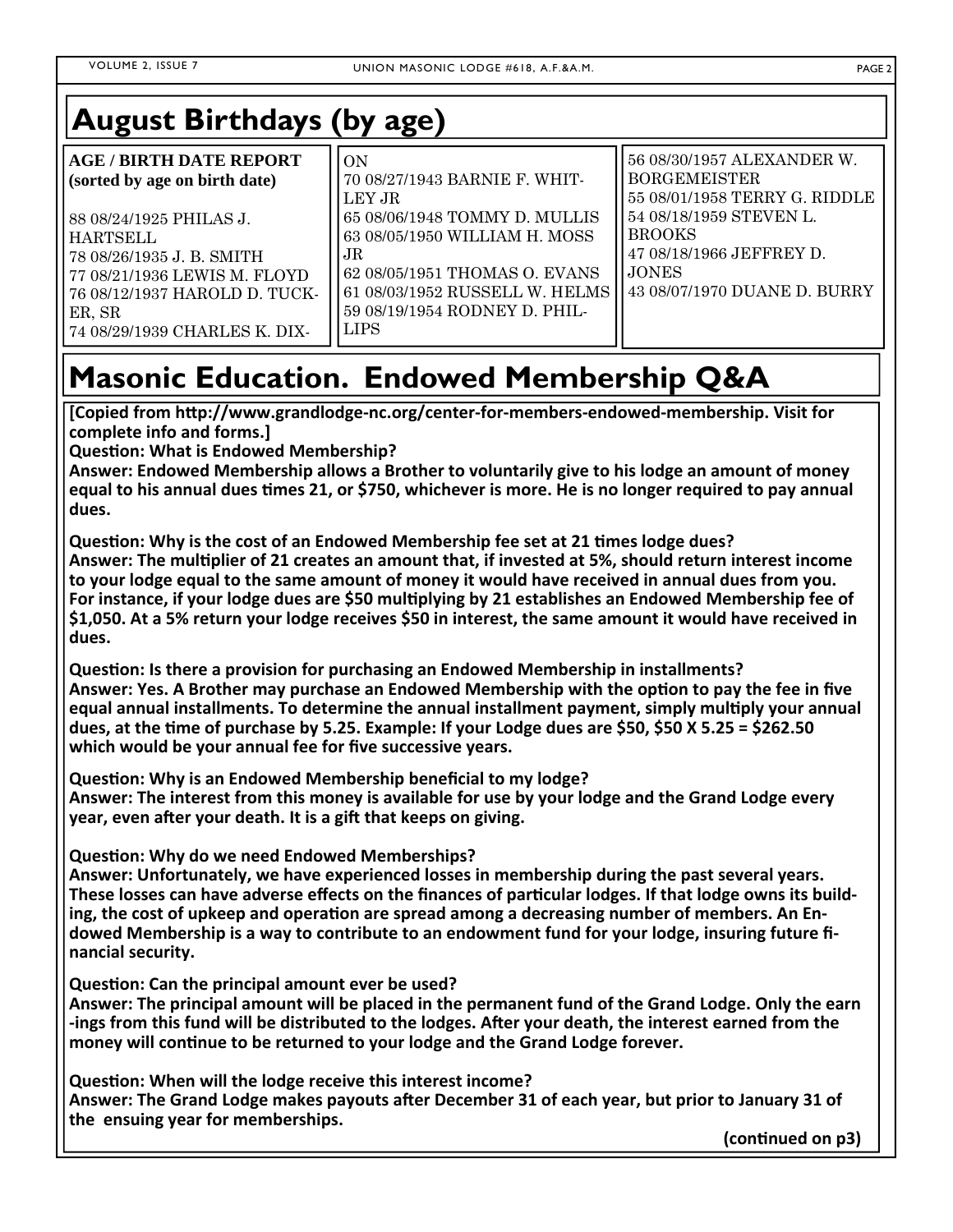## August Birthdays (by age)

**AGE / BIRTH DATE REPORT (sorted by age on birth date)**

88 08/24/1925 PHILAS J. HARTSELL
78 08/26/1935 J. B. SMITH
77 08/21/1936 LEWIS M. FLOYD
76 08/12/1937 HAROLD D. TUCKER, SR
74 08/29/1939 CHARLES K. DIXON
70 08/27/1943 BARNIE F. WHITLEY JR
65 08/06/1948 TOMMY D. MULLIS
63 08/05/1950 WILLIAM H. MOSS JR
62 08/05/1951 THOMAS O. EVANS
61 08/03/1952 RUSSELL W. HELMS
59 08/19/1954 RODNEY D. PHILLIPS
56 08/30/1957 ALEXANDER W. BORGEMEISTER
55 08/01/1958 TERRY G. RIDDLE
54 08/18/1959 STEVEN L. BROOKS
47 08/18/1966 JEFFREY D. JONES
43 08/07/1970 DUANE D. BURRY

## Masonic Education. Endowed Membership Q&A

**[Copied from http://www.grandlodge-nc.org/center-for-members-endowed-membership. Visit for complete info and forms.]**

**Question: What is Endowed Membership?**
**Answer: Endowed Membership allows a Brother to voluntarily give to his lodge an amount of money equal to his annual dues times 21, or $750, whichever is more. He is no longer required to pay annual dues.**

**Question: Why is the cost of an Endowed Membership fee set at 21 times lodge dues?**
**Answer: The multiplier of 21 creates an amount that, if invested at 5%, should return interest income to your lodge equal to the same amount of money it would have received in annual dues from you. For instance, if your lodge dues are $50 multiplying by 21 establishes an Endowed Membership fee of $1,050. At a 5% return your lodge receives $50 in interest, the same amount it would have received in dues.**

**Question: Is there a provision for purchasing an Endowed Membership in installments?**
**Answer: Yes. A Brother may purchase an Endowed Membership with the option to pay the fee in five equal annual installments. To determine the annual installment payment, simply multiply your annual dues, at the time of purchase by 5.25. Example: If your Lodge dues are $50, $50 X 5.25 = $262.50 which would be your annual fee for five successive years.**

**Question: Why is an Endowed Membership beneficial to my lodge?**
**Answer: The interest from this money is available for use by your lodge and the Grand Lodge every year, even after your death. It is a gift that keeps on giving.**

**Question: Why do we need Endowed Memberships?**
**Answer: Unfortunately, we have experienced losses in membership during the past several years. These losses can have adverse effects on the finances of particular lodges. If that lodge owns its building, the cost of upkeep and operation are spread among a decreasing number of members. An Endowed Membership is a way to contribute to an endowment fund for your lodge, insuring future financial security.**

**Question: Can the principal amount ever be used?**
**Answer: The principal amount will be placed in the permanent fund of the Grand Lodge. Only the earnings from this fund will be distributed to the lodges. After your death, the interest earned from the money will continue to be returned to your lodge and the Grand Lodge forever.**

**Question: When will the lodge receive this interest income?**
**Answer: The Grand Lodge makes payouts after December 31 of each year, but prior to January 31 of the ensuing year for memberships.**

**(continued on p3)**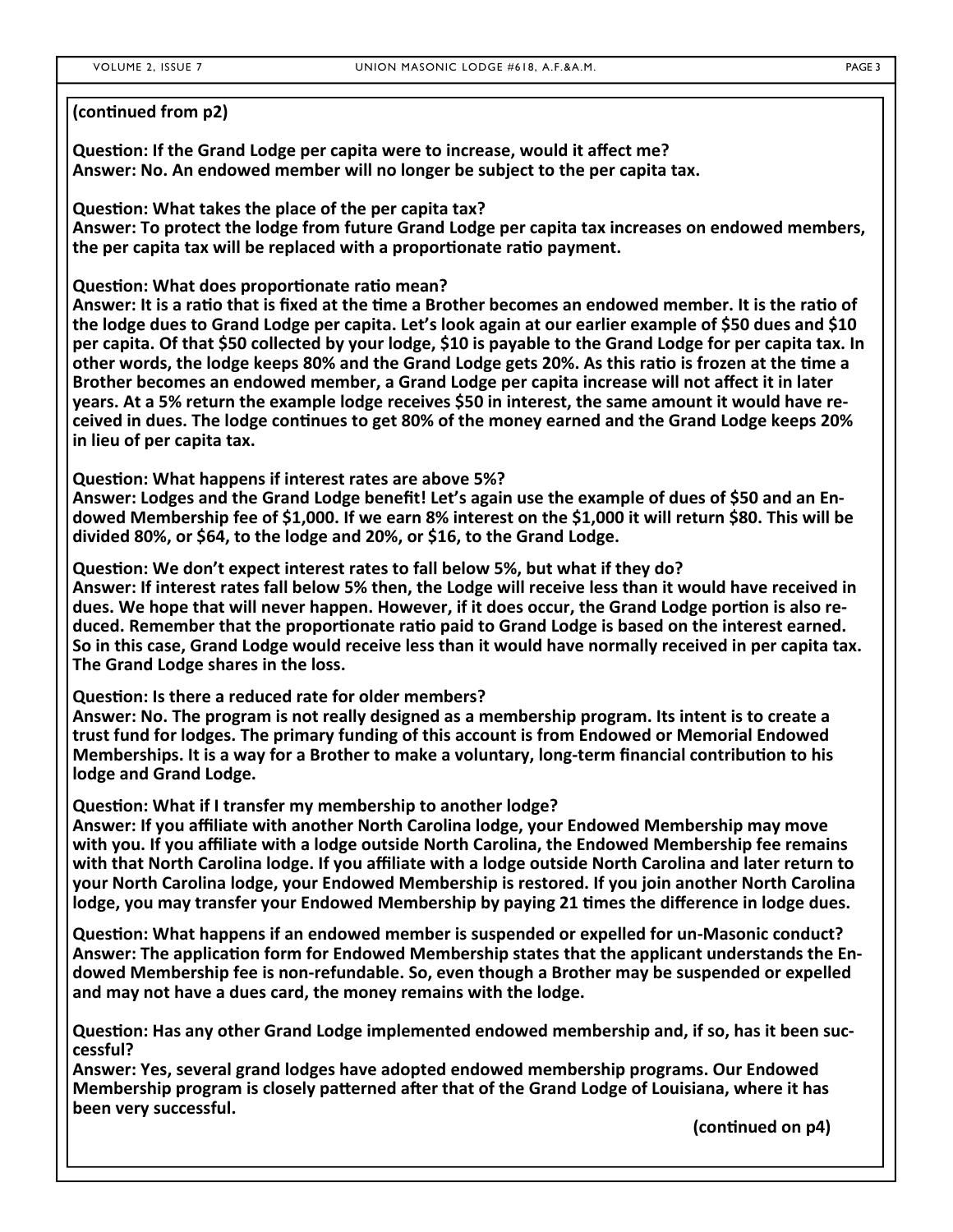**(continued from p2)**

**Question: If the Grand Lodge per capita were to increase, would it affect me?**
**Answer: No. An endowed member will no longer be subject to the per capita tax.**

**Question: What takes the place of the per capita tax?**
**Answer: To protect the lodge from future Grand Lodge per capita tax increases on endowed members, the per capita tax will be replaced with a proportionate ratio payment.**

**Question: What does proportionate ratio mean?**
**Answer: It is a ratio that is fixed at the time a Brother becomes an endowed member. It is the ratio of the lodge dues to Grand Lodge per capita. Let's look again at our earlier example of $50 dues and $10 per capita. Of that $50 collected by your lodge, $10 is payable to the Grand Lodge for per capita tax. In other words, the lodge keeps 80% and the Grand Lodge gets 20%. As this ratio is frozen at the time a Brother becomes an endowed member, a Grand Lodge per capita increase will not affect it in later years. At a 5% return the example lodge receives $50 in interest, the same amount it would have received in dues. The lodge continues to get 80% of the money earned and the Grand Lodge keeps 20% in lieu of per capita tax.**

**Question: What happens if interest rates are above 5%?**
**Answer: Lodges and the Grand Lodge benefit! Let's again use the example of dues of $50 and an Endowed Membership fee of $1,000. If we earn 8% interest on the $1,000 it will return $80. This will be divided 80%, or $64, to the lodge and 20%, or $16, to the Grand Lodge.**

**Question: We don't expect interest rates to fall below 5%, but what if they do?**
**Answer: If interest rates fall below 5% then, the Lodge will receive less than it would have received in dues. We hope that will never happen. However, if it does occur, the Grand Lodge portion is also reduced. Remember that the proportionate ratio paid to Grand Lodge is based on the interest earned. So in this case, Grand Lodge would receive less than it would have normally received in per capita tax. The Grand Lodge shares in the loss.**

**Question: Is there a reduced rate for older members?**
**Answer: No. The program is not really designed as a membership program. Its intent is to create a trust fund for lodges. The primary funding of this account is from Endowed or Memorial Endowed Memberships. It is a way for a Brother to make a voluntary, long-term financial contribution to his lodge and Grand Lodge.**

**Question: What if I transfer my membership to another lodge?**
**Answer: If you affiliate with another North Carolina lodge, your Endowed Membership may move with you. If you affiliate with a lodge outside North Carolina, the Endowed Membership fee remains with that North Carolina lodge. If you affiliate with a lodge outside North Carolina and later return to your North Carolina lodge, your Endowed Membership is restored. If you join another North Carolina lodge, you may transfer your Endowed Membership by paying 21 times the difference in lodge dues.**

**Question: What happens if an endowed member is suspended or expelled for un-Masonic conduct?**
**Answer: The application form for Endowed Membership states that the applicant understands the Endowed Membership fee is non-refundable. So, even though a Brother may be suspended or expelled and may not have a dues card, the money remains with the lodge.**

**Question: Has any other Grand Lodge implemented endowed membership and, if so, has it been successful?**
**Answer: Yes, several grand lodges have adopted endowed membership programs. Our Endowed Membership program is closely patterned after that of the Grand Lodge of Louisiana, where it has been very successful.**

**(continued on p4)**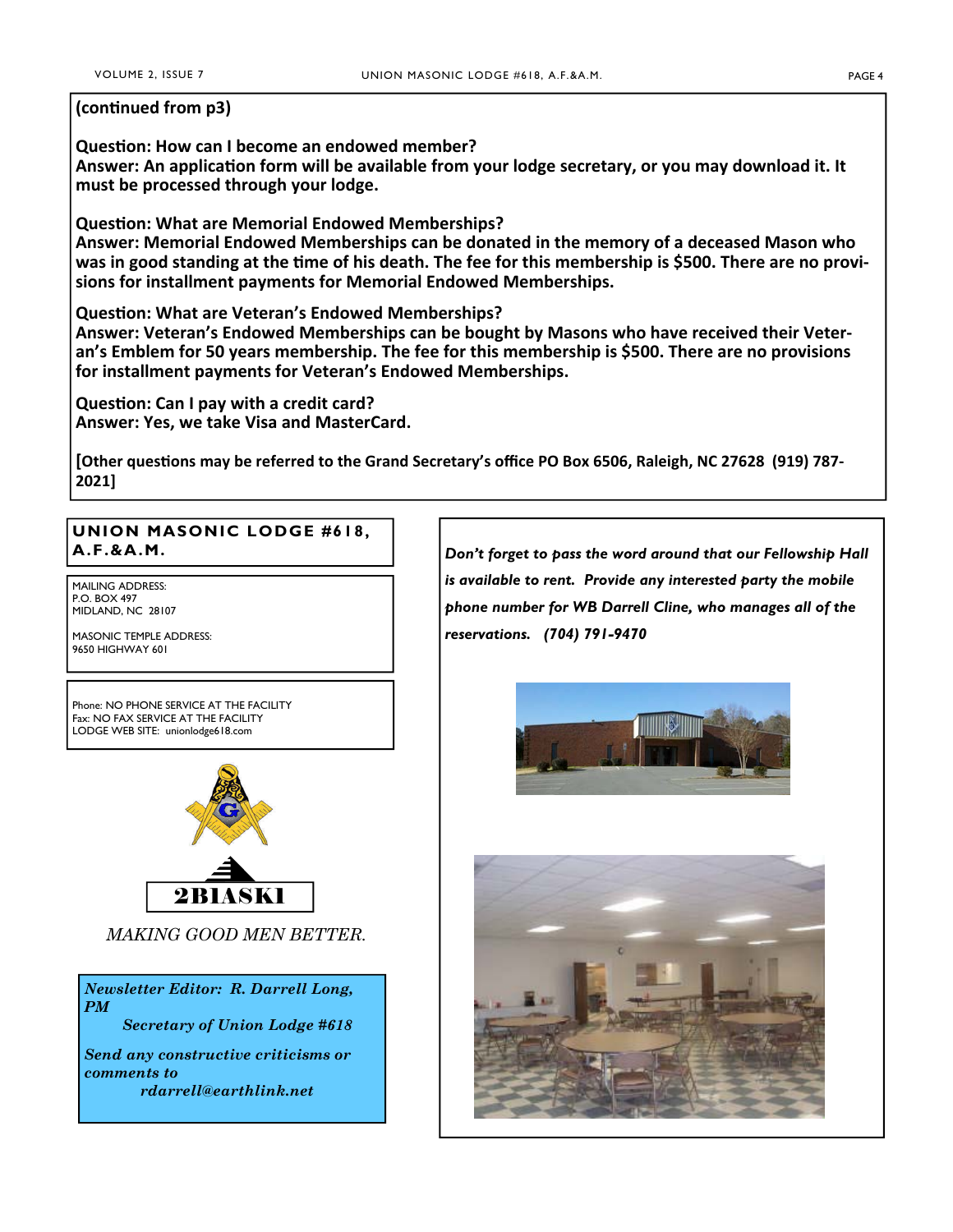**(continued from p3)**

**Question: How can I become an endowed member?**
**Answer: An application form will be available from your lodge secretary, or you may download it. It must be processed through your lodge.**

**Question: What are Memorial Endowed Memberships?**
**Answer: Memorial Endowed Memberships can be donated in the memory of a deceased Mason who was in good standing at the time of his death. The fee for this membership is $500. There are no provisions for installment payments for Memorial Endowed Memberships.**

**Question: What are Veteran's Endowed Memberships?**
**Answer: Veteran's Endowed Memberships can be bought by Masons who have received their Veteran's Emblem for 50 years membership. The fee for this membership is $500. There are no provisions for installment payments for Veteran's Endowed Memberships.**

**Question: Can I pay with a credit card?**
**Answer: Yes, we take Visa and MasterCard.**

**[Other questions may be referred to the Grand Secretary's office PO Box 6506, Raleigh, NC 27628 (919) 787-2021]**

## UNION MASONIC LODGE #618, A.F.&A.M.

MAILING ADDRESS:
P.O. BOX 497
MIDLAND, NC 28107

MASONIC TEMPLE ADDRESS:
9650 HIGHWAY 601

Phone: NO PHONE SERVICE AT THE FACILITY
Fax: NO FAX SERVICE AT THE FACILITY
LODGE WEB SITE: unionlodge618.com

2B1ASK1

*MAKING GOOD MEN BETTER.*

***Newsletter Editor: R. Darrell Long, PM***
***Secretary of Union Lodge #618***

***Send any constructive criticisms or comments to***
***rdarrell@earthlink.net***

***Don't forget to pass the word around that our Fellowship Hall is available to rent. Provide any interested party the mobile phone number for WB Darrell Cline, who manages all of the reservations. (704) 791-9470***